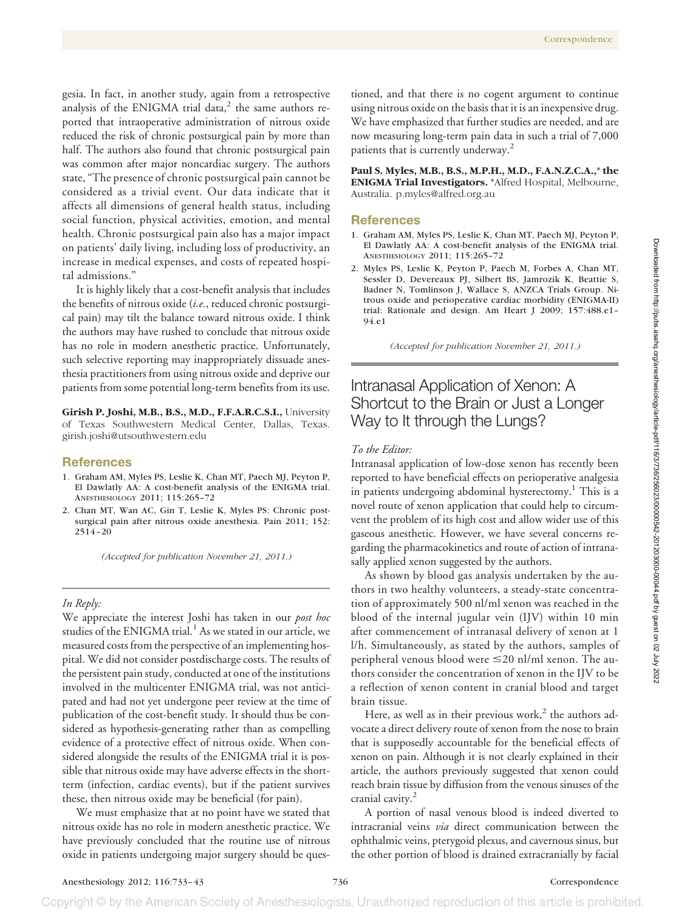gesia. In fact, in another study, again from a retrospective analysis of the ENIGMA trial data,[2] the same authors reported that intraoperative administration of nitrous oxide reduced the risk of chronic postsurgical pain by more than half. The authors also found that chronic postsurgical pain was common after major noncardiac surgery. The authors state, "The presence of chronic postsurgical pain cannot be considered as a trivial event. Our data indicate that it affects all dimensions of general health status, including social function, physical activities, emotion, and mental health. Chronic postsurgical pain also has a major impact on patients' daily living, including loss of productivity, an increase in medical expenses, and costs of repeated hospital admissions."

It is highly likely that a cost-benefit analysis that includes the benefits of nitrous oxide (*i.e.*, reduced chronic postsurgical pain) may tilt the balance toward nitrous oxide. I think the authors may have rushed to conclude that nitrous oxide has no role in modern anesthetic practice. Unfortunately, such selective reporting may inappropriately dissuade anesthesia practitioners from using nitrous oxide and deprive our patients from some potential long-term benefits from its use.

**Girish P. Joshi, M.B., B.S., M.D., F.F.A.R.C.S.I.,** University of Texas Southwestern Medical Center, Dallas, Texas. girish.joshi@utsouthwestern.edu

## References

1. Graham AM, Myles PS, Leslie K, Chan MT, Paech MJ, Peyton P, El Dawlatly AA: A cost-benefit analysis of the ENIGMA trial. ANESTHESIOLOGY 2011; 115:265–72
2. Chan MT, Wan AC, Gin T, Leslie K, Myles PS: Chronic postsurgical pain after nitrous oxide anesthesia. Pain 2011; 152: 2514–20

*(Accepted for publication November 21, 2011.)*

*In Reply:*

We appreciate the interest Joshi has taken in our *post hoc* studies of the ENIGMA trial.[1] As we stated in our article, we measured costs from the perspective of an implementing hospital. We did not consider postdischarge costs. The results of the persistent pain study, conducted at one of the institutions involved in the multicenter ENIGMA trial, was not anticipated and had not yet undergone peer review at the time of publication of the cost-benefit study. It should thus be considered as hypothesis-generating rather than as compelling evidence of a protective effect of nitrous oxide. When considered alongside the results of the ENIGMA trial it is possible that nitrous oxide may have adverse effects in the short-term (infection, cardiac events), but if the patient survives these, then nitrous oxide may be beneficial (for pain).

We must emphasize that at no point have we stated that nitrous oxide has no role in modern anesthetic practice. We have previously concluded that the routine use of nitrous oxide in patients undergoing major surgery should be questioned, and that there is no cogent argument to continue using nitrous oxide on the basis that it is an inexpensive drug. We have emphasized that further studies are needed, and are now measuring long-term pain data in such a trial of 7,000 patients that is currently underway.[2]

**Paul S. Myles, M.B., B.S., M.P.H., M.D., F.A.N.Z.C.A.,\* the ENIGMA Trial Investigators.** \*Alfred Hospital, Melbourne, Australia. p.myles@alfred.org.au

## References

1. Graham AM, Myles PS, Leslie K, Chan MT, Paech MJ, Peyton P, El Dawlatly AA: A cost-benefit analysis of the ENIGMA trial. ANESTHESIOLOGY 2011; 115:265–72
2. Myles PS, Leslie K, Peyton P, Paech M, Forbes A, Chan MT, Sessler D, Devereaux PJ, Silbert BS, Jamrozik K, Beattie S, Badner N, Tomlinson J, Wallace S, ANZCA Trials Group. Nitrous oxide and perioperative cardiac morbidity (ENIGMA-II) trial: Rationale and design. Am Heart J 2009; 157:488.e1–94.e1

*(Accepted for publication November 21, 2011.)*

# Intranasal Application of Xenon: A Shortcut to the Brain or Just a Longer Way to It through the Lungs?

*To the Editor:*

Intranasal application of low-dose xenon has recently been reported to have beneficial effects on perioperative analgesia in patients undergoing abdominal hysterectomy.[1] This is a novel route of xenon application that could help to circumvent the problem of its high cost and allow wider use of this gaseous anesthetic. However, we have several concerns regarding the pharmacokinetics and route of action of intranasally applied xenon suggested by the authors.

As shown by blood gas analysis undertaken by the authors in two healthy volunteers, a steady-state concentration of approximately 500 nl/ml xenon was reached in the blood of the internal jugular vein (IJV) within 10 min after commencement of intranasal delivery of xenon at 1 l/h. Simultaneously, as stated by the authors, samples of peripheral venous blood were ≤20 nl/ml xenon. The authors consider the concentration of xenon in the IJV to be a reflection of xenon content in cranial blood and target brain tissue.

Here, as well as in their previous work,[2] the authors advocate a direct delivery route of xenon from the nose to brain that is supposedly accountable for the beneficial effects of xenon on pain. Although it is not clearly explained in their article, the authors previously suggested that xenon could reach brain tissue by diffusion from the venous sinuses of the cranial cavity.[2]

A portion of nasal venous blood is indeed diverted to intracranial veins *via* direct communication between the ophthalmic veins, pterygoid plexus, and cavernous sinus, but the other portion of blood is drained extracranially by facial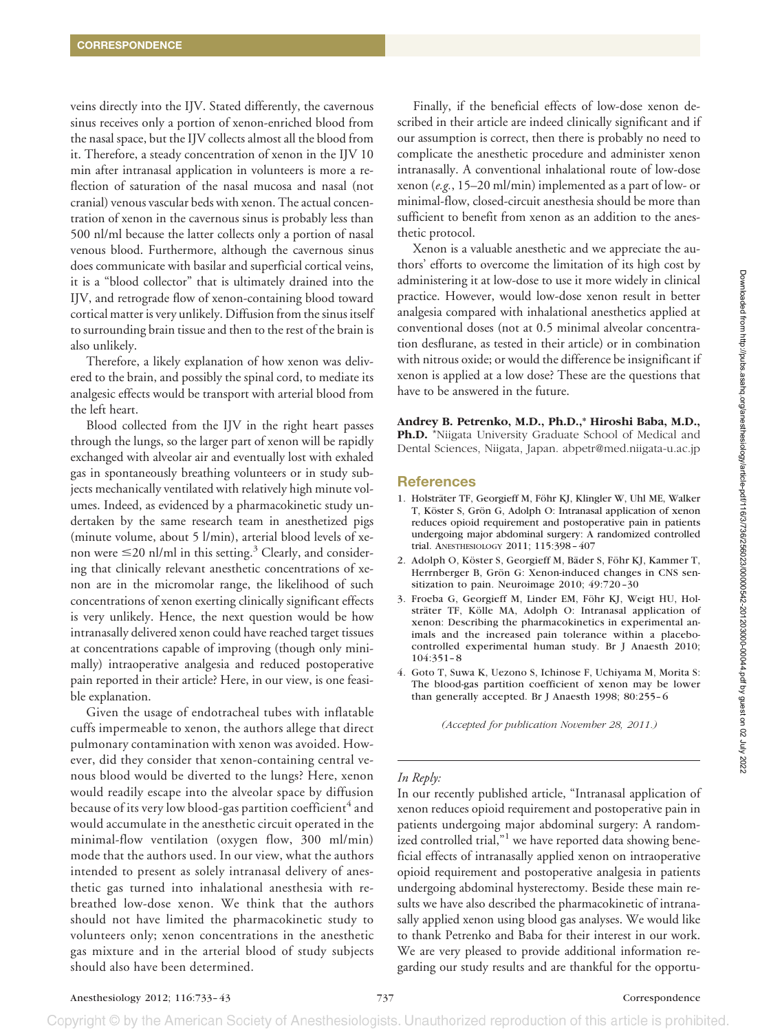veins directly into the IJV. Stated differently, the cavernous sinus receives only a portion of xenon-enriched blood from the nasal space, but the IJV collects almost all the blood from it. Therefore, a steady concentration of xenon in the IJV 10 min after intranasal application in volunteers is more a reflection of saturation of the nasal mucosa and nasal (not cranial) venous vascular beds with xenon. The actual concentration of xenon in the cavernous sinus is probably less than 500 nl/ml because the latter collects only a portion of nasal venous blood. Furthermore, although the cavernous sinus does communicate with basilar and superficial cortical veins, it is a "blood collector" that is ultimately drained into the IJV, and retrograde flow of xenon-containing blood toward cortical matter is very unlikely. Diffusion from the sinus itself to surrounding brain tissue and then to the rest of the brain is also unlikely.

Therefore, a likely explanation of how xenon was delivered to the brain, and possibly the spinal cord, to mediate its analgesic effects would be transport with arterial blood from the left heart.

Blood collected from the IJV in the right heart passes through the lungs, so the larger part of xenon will be rapidly exchanged with alveolar air and eventually lost with exhaled gas in spontaneously breathing volunteers or in study subjects mechanically ventilated with relatively high minute volumes. Indeed, as evidenced by a pharmacokinetic study undertaken by the same research team in anesthetized pigs (minute volume, about 5 l/min), arterial blood levels of xenon were $\leq$20 nl/ml in this setting.[3] Clearly, and considering that clinically relevant anesthetic concentrations of xenon are in the micromolar range, the likelihood of such concentrations of xenon exerting clinically significant effects is very unlikely. Hence, the next question would be how intranasally delivered xenon could have reached target tissues at concentrations capable of improving (though only minimally) intraoperative analgesia and reduced postoperative pain reported in their article? Here, in our view, is one feasible explanation.

Given the usage of endotracheal tubes with inflatable cuffs impermeable to xenon, the authors allege that direct pulmonary contamination with xenon was avoided. However, did they consider that xenon-containing central venous blood would be diverted to the lungs? Here, xenon would readily escape into the alveolar space by diffusion because of its very low blood-gas partition coefficient[4] and would accumulate in the anesthetic circuit operated in the minimal-flow ventilation (oxygen flow, 300 ml/min) mode that the authors used. In our view, what the authors intended to present as solely intranasal delivery of anesthetic gas turned into inhalational anesthesia with rebreathed low-dose xenon. We think that the authors should not have limited the pharmacokinetic study to volunteers only; xenon concentrations in the anesthetic gas mixture and in the arterial blood of study subjects should also have been determined.

Finally, if the beneficial effects of low-dose xenon described in their article are indeed clinically significant and if our assumption is correct, then there is probably no need to complicate the anesthetic procedure and administer xenon intranasally. A conventional inhalational route of low-dose xenon (*e.g.*, 15–20 ml/min) implemented as a part of low- or minimal-flow, closed-circuit anesthesia should be more than sufficient to benefit from xenon as an addition to the anesthetic protocol.

Xenon is a valuable anesthetic and we appreciate the authors' efforts to overcome the limitation of its high cost by administering it at low-dose to use it more widely in clinical practice. However, would low-dose xenon result in better analgesia compared with inhalational anesthetics applied at conventional doses (not at 0.5 minimal alveolar concentration desflurane, as tested in their article) or in combination with nitrous oxide; or would the difference be insignificant if xenon is applied at a low dose? These are the questions that have to be answered in the future.

**Andrey B. Petrenko, M.D., Ph.D.,\* Hiroshi Baba, M.D., Ph.D.** \*Niigata University Graduate School of Medical and Dental Sciences, Niigata, Japan. abpetr@med.niigata-u.ac.jp

## References

1. Holsträter TF, Georgieff M, Föhr KJ, Klingler W, Uhl ME, Walker T, Köster S, Grön G, Adolph O: Intranasal application of xenon reduces opioid requirement and postoperative pain in patients undergoing major abdominal surgery: A randomized controlled trial. ANESTHESIOLOGY 2011; 115:398–407
2. Adolph O, Köster S, Georgieff M, Bäder S, Föhr KJ, Kammer T, Herrnberger B, Grön G: Xenon-induced changes in CNS sensitization to pain. Neuroimage 2010; 49:720–30
3. Froeba G, Georgieff M, Linder EM, Föhr KJ, Weigt HU, Holsträter TF, Kölle MA, Adolph O: Intranasal application of xenon: Describing the pharmacokinetics in experimental animals and the increased pain tolerance within a placebo-controlled experimental human study. Br J Anaesth 2010; 104:351–8
4. Goto T, Suwa K, Uezono S, Ichinose F, Uchiyama M, Morita S: The blood-gas partition coefficient of xenon may be lower than generally accepted. Br J Anaesth 1998; 80:255–6

*(Accepted for publication November 28, 2011.)*

*In Reply:*

In our recently published article, "Intranasal application of xenon reduces opioid requirement and postoperative pain in patients undergoing major abdominal surgery: A randomized controlled trial,"[1] we have reported data showing beneficial effects of intranasally applied xenon on intraoperative opioid requirement and postoperative analgesia in patients undergoing abdominal hysterectomy. Beside these main results we have also described the pharmacokinetic of intranasally applied xenon using blood gas analyses. We would like to thank Petrenko and Baba for their interest in our work. We are very pleased to provide additional information regarding our study results and are thankful for the opportu-